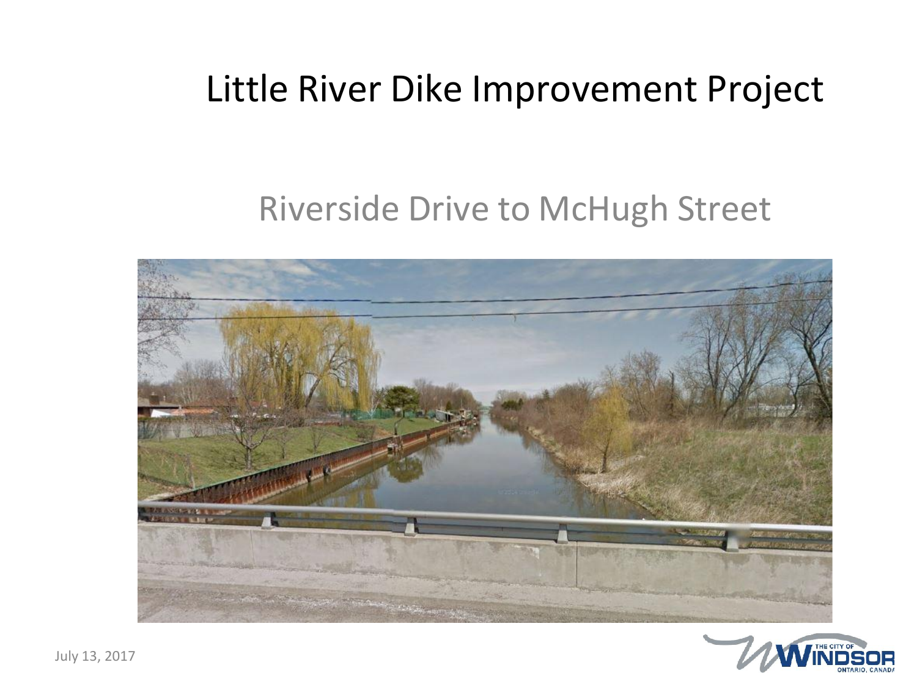# Little River Dike Improvement Project

## Riverside Drive to McHugh Street

July 13, 2017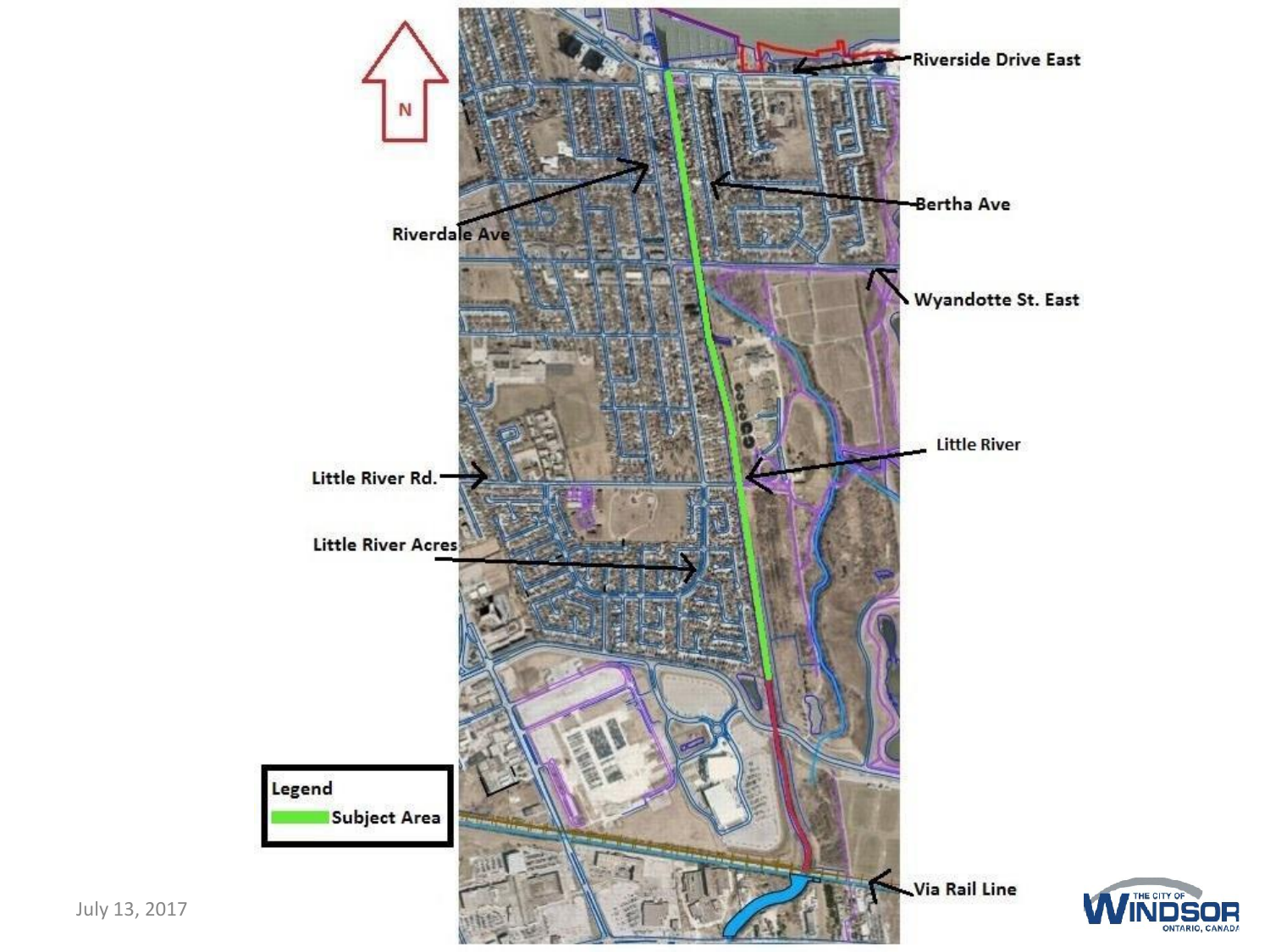N

Riverside Drive East

Bertha Ave

Riverdale Ave

Wyandotte St. East

Little River

Little River Rd.

Little River Acres

Legend

Subject Area

Via Rail Line

July 13, 2017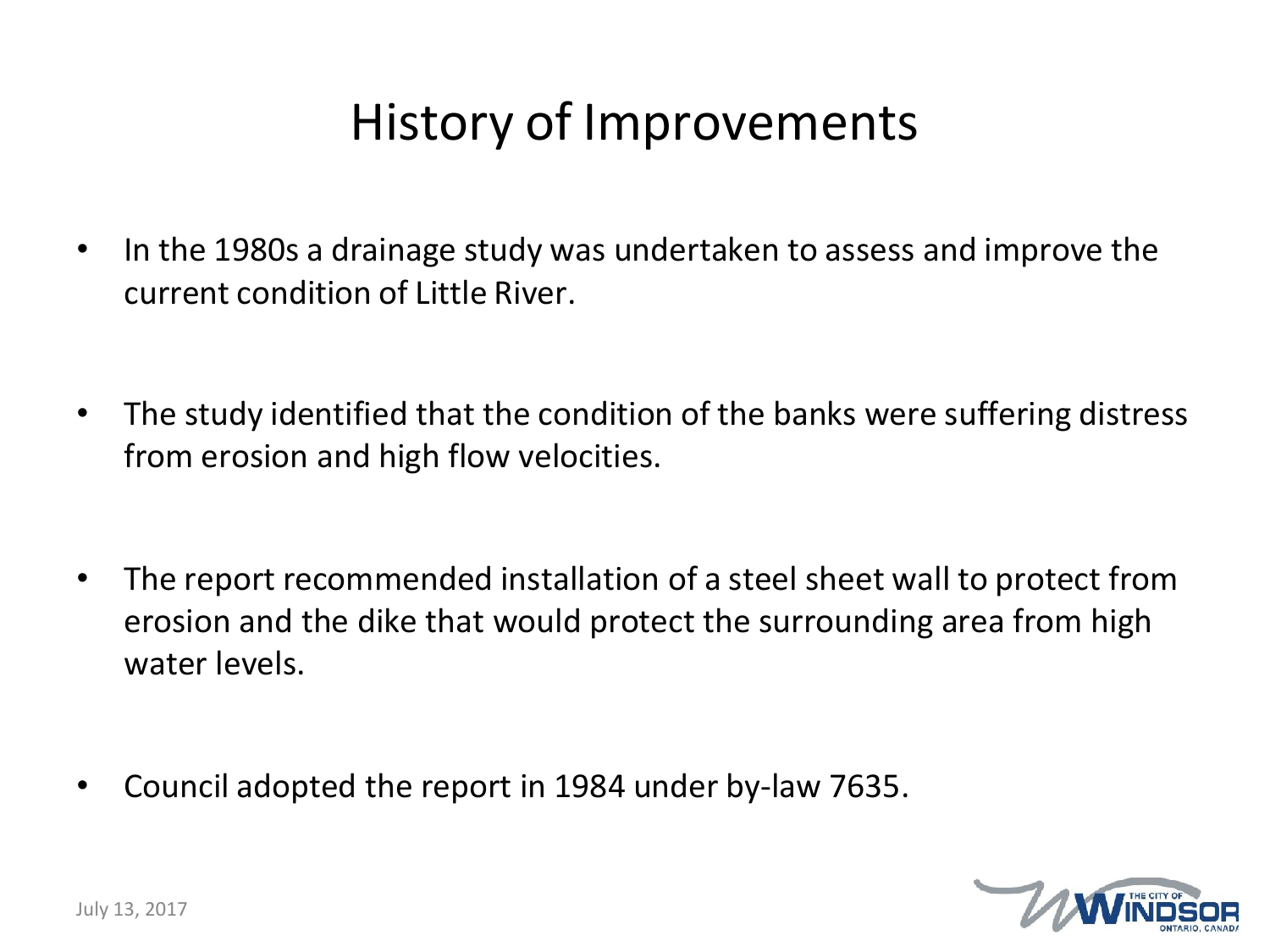# History of Improvements

- In the 1980s a drainage study was undertaken to assess and improve the current condition of Little River.

- The study identified that the condition of the banks were suffering distress from erosion and high flow velocities.

- The report recommended installation of a steel sheet wall to protect from erosion and the dike that would protect the surrounding area from high water levels.

- Council adopted the report in 1984 under by-law 7635.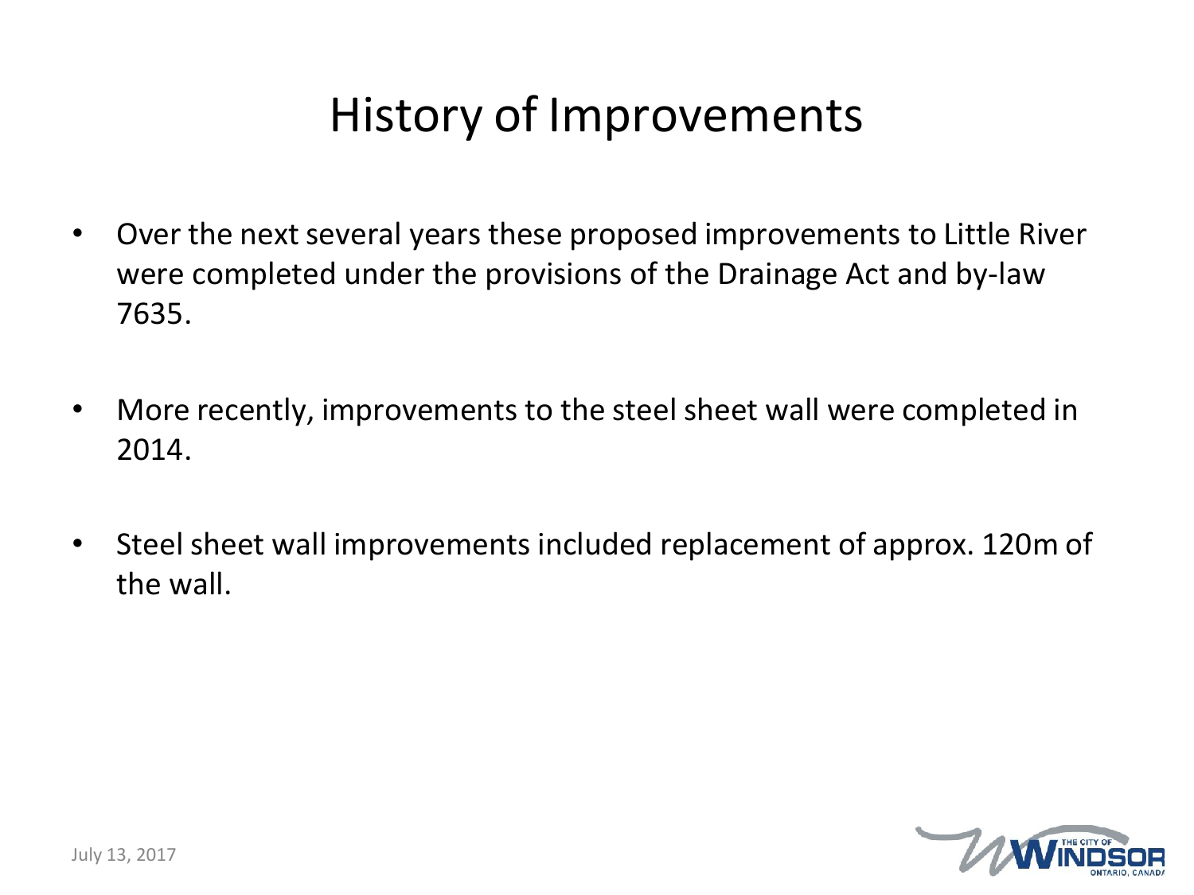# History of Improvements

- Over the next several years these proposed improvements to Little River were completed under the provisions of the Drainage Act and by-law 7635.
- More recently, improvements to the steel sheet wall were completed in 2014.
- Steel sheet wall improvements included replacement of approx. 120m of the wall.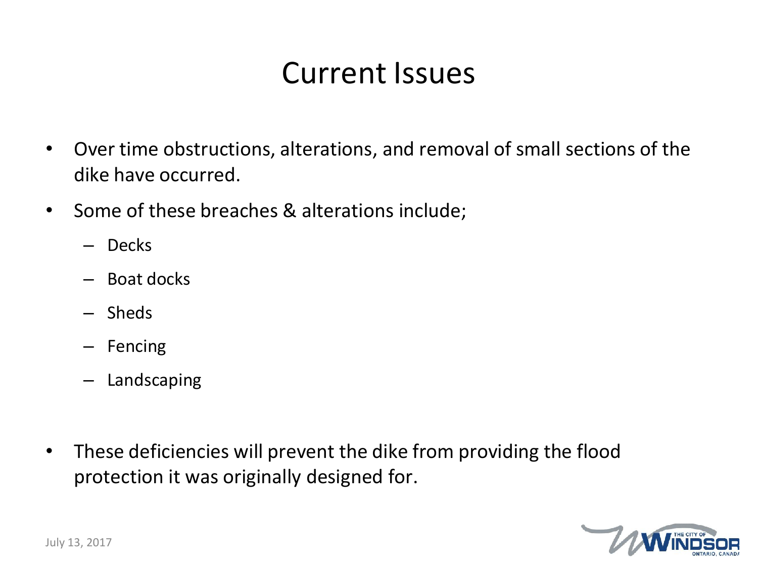# Current Issues

- Over time obstructions, alterations, and removal of small sections of the dike have occurred.
- Some of these breaches & alterations include;
  - Decks
  - Boat docks
  - Sheds
  - Fencing
  - Landscaping

- These deficiencies will prevent the dike from providing the flood protection it was originally designed for.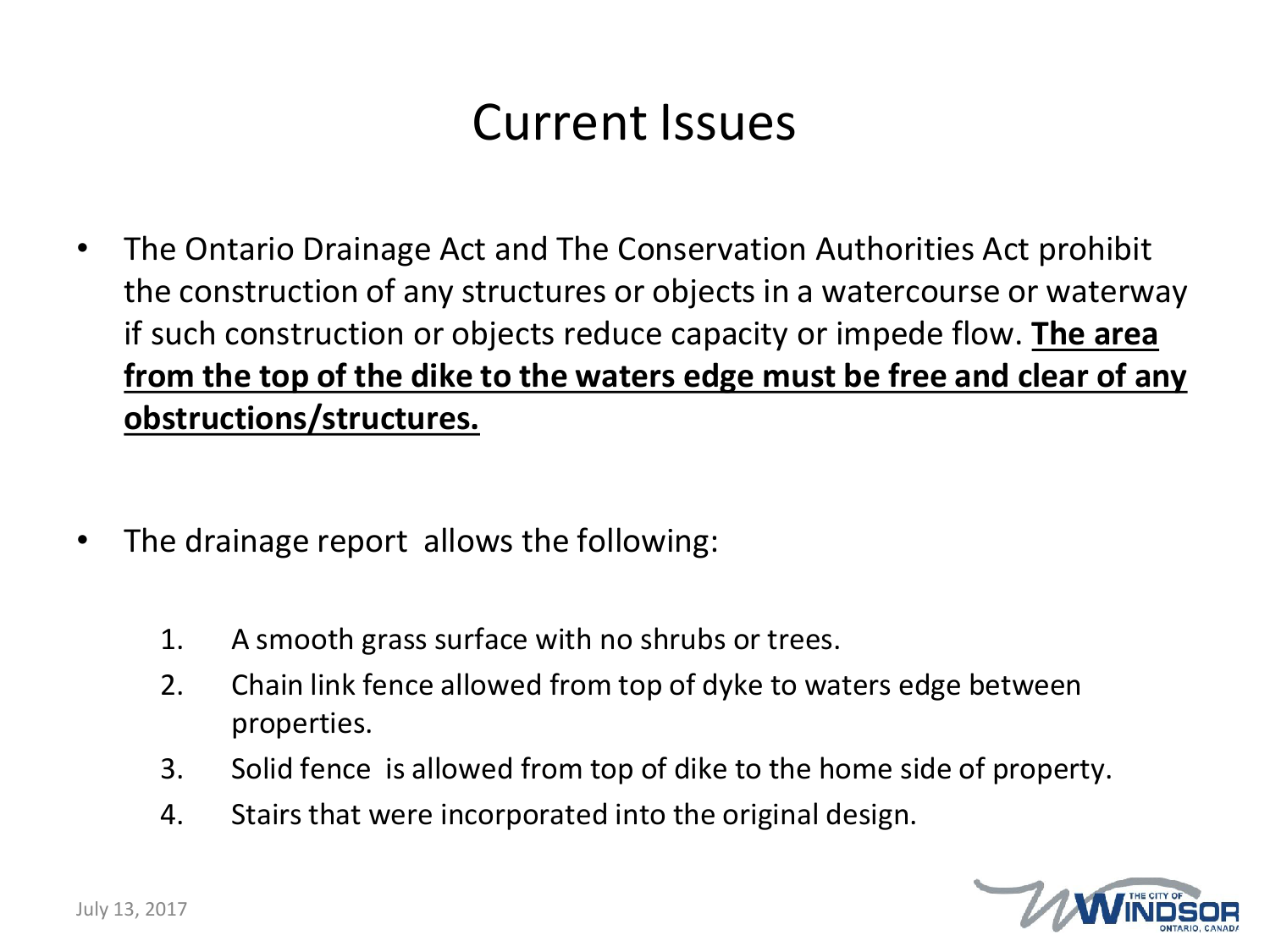# Current Issues

- The Ontario Drainage Act and The Conservation Authorities Act prohibit the construction of any structures or objects in a watercourse or waterway if such construction or objects reduce capacity or impede flow. **The area from the top of the dike to the waters edge must be free and clear of any obstructions/structures.**

- The drainage report allows the following:

    1. A smooth grass surface with no shrubs or trees.
    2. Chain link fence allowed from top of dyke to waters edge between properties.
    3. Solid fence is allowed from top of dike to the home side of property.
    4. Stairs that were incorporated into the original design.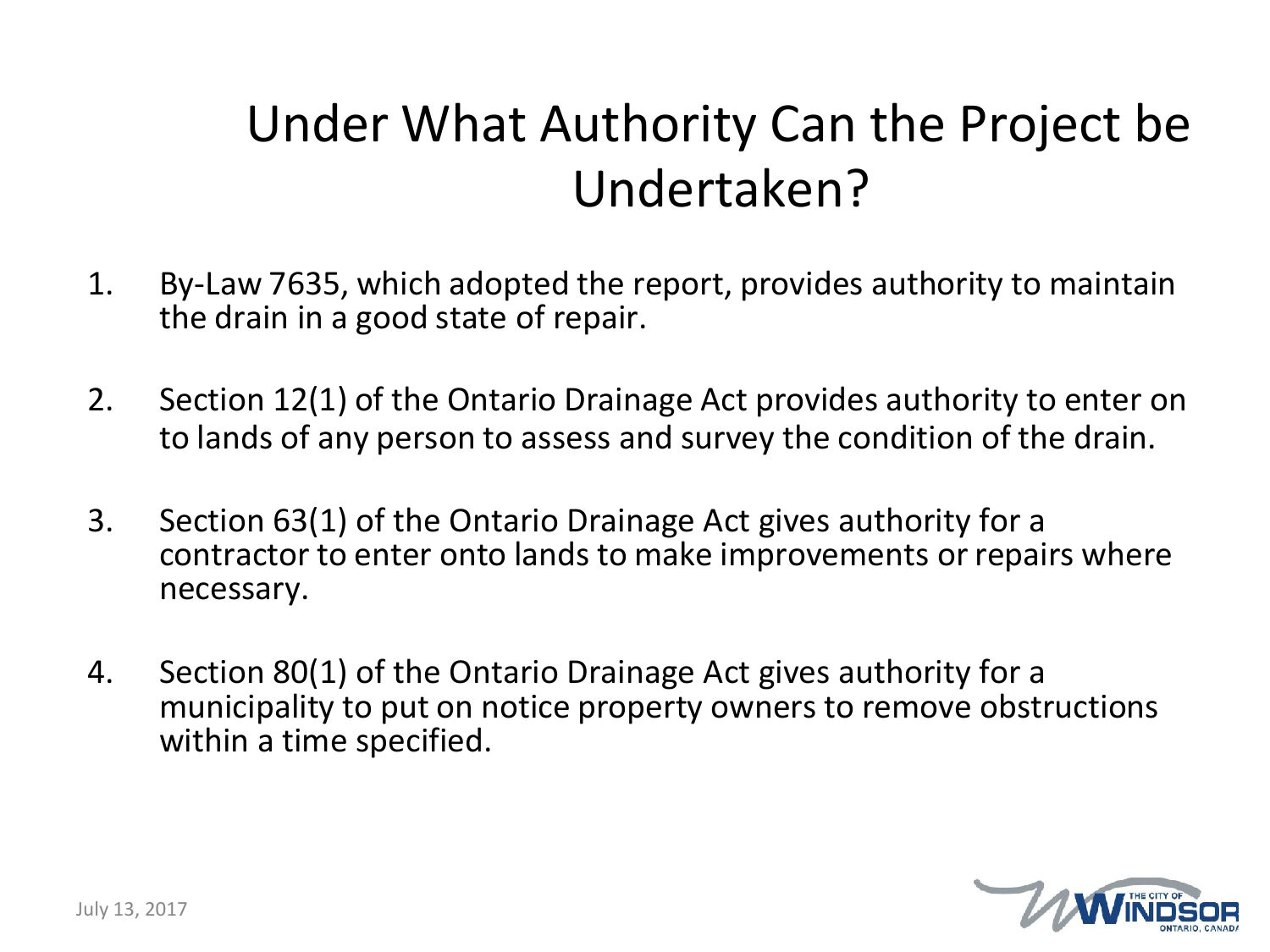# Under What Authority Can the Project be Undertaken?

1. By-Law 7635, which adopted the report, provides authority to maintain the drain in a good state of repair.

2. Section 12(1) of the Ontario Drainage Act provides authority to enter on to lands of any person to assess and survey the condition of the drain.

3. Section 63(1) of the Ontario Drainage Act gives authority for a contractor to enter onto lands to make improvements or repairs where necessary.

4. Section 80(1) of the Ontario Drainage Act gives authority for a municipality to put on notice property owners to remove obstructions within a time specified.

July 13, 2017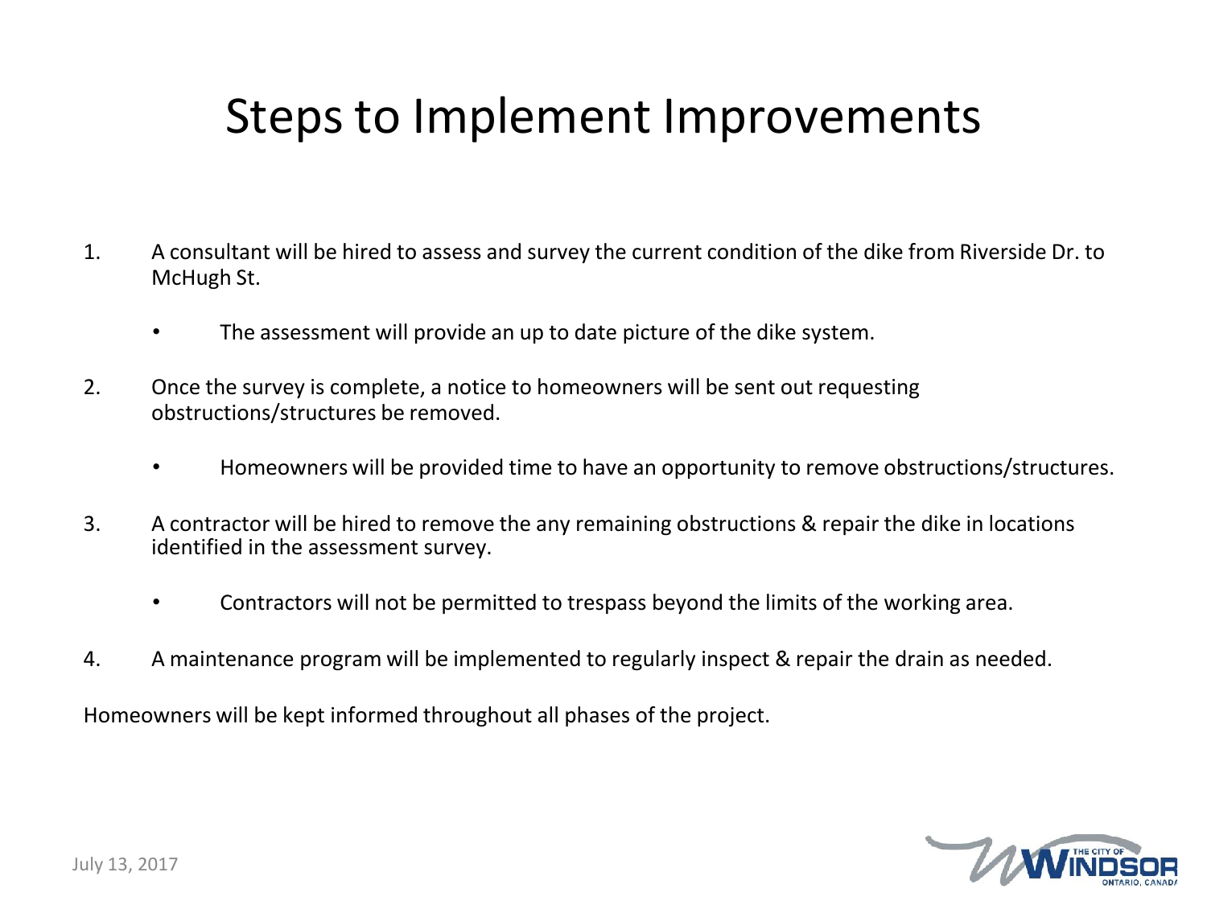# Steps to Implement Improvements

1. A consultant will be hired to assess and survey the current condition of the dike from Riverside Dr. to McHugh St.
   - The assessment will provide an up to date picture of the dike system.
2. Once the survey is complete, a notice to homeowners will be sent out requesting obstructions/structures be removed.
   - Homeowners will be provided time to have an opportunity to remove obstructions/structures.
3. A contractor will be hired to remove the any remaining obstructions & repair the dike in locations identified in the assessment survey.
   - Contractors will not be permitted to trespass beyond the limits of the working area.
4. A maintenance program will be implemented to regularly inspect & repair the drain as needed.

Homeowners will be kept informed throughout all phases of the project.

July 13, 2017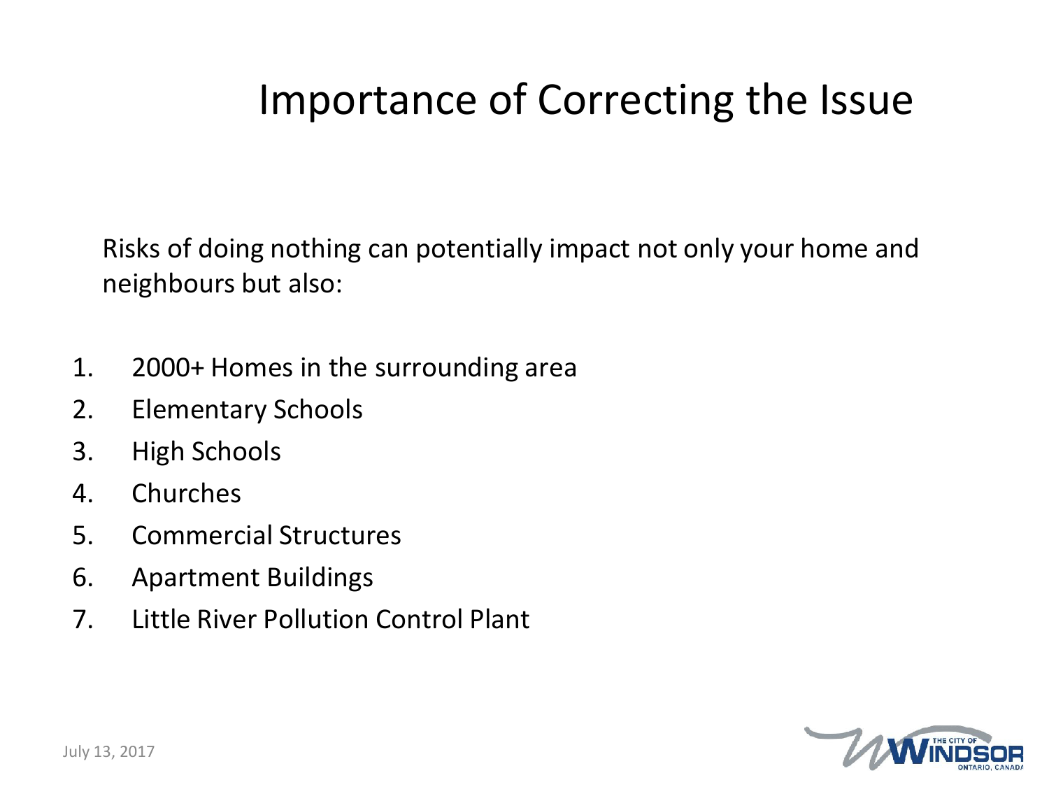# Importance of Correcting the Issue

Risks of doing nothing can potentially impact not only your home and neighbours but also:

1. 2000+ Homes in the surrounding area
2. Elementary Schools
3. High Schools
4. Churches
5. Commercial Structures
6. Apartment Buildings
7. Little River Pollution Control Plant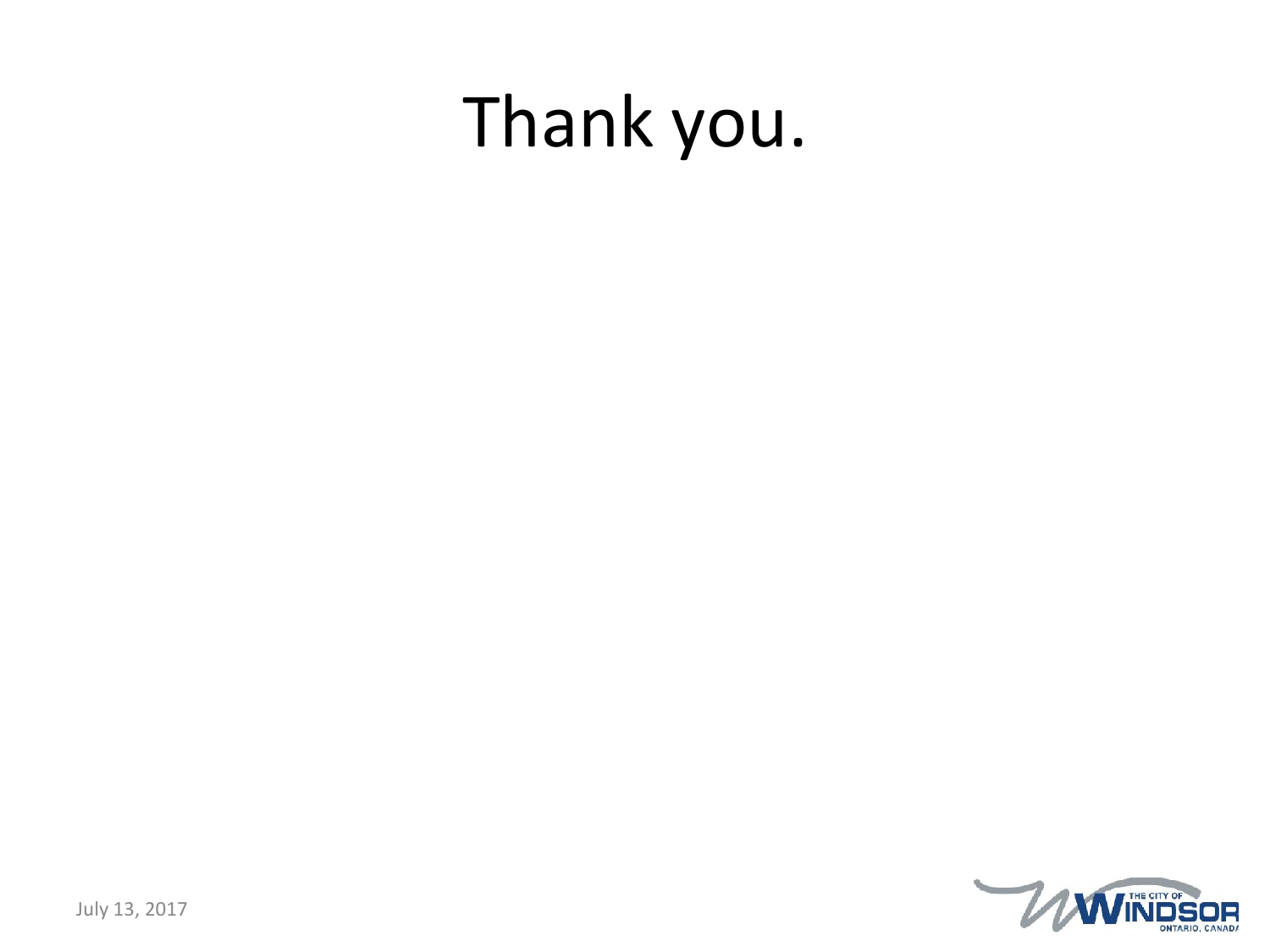# Thank you.

July 13, 2017